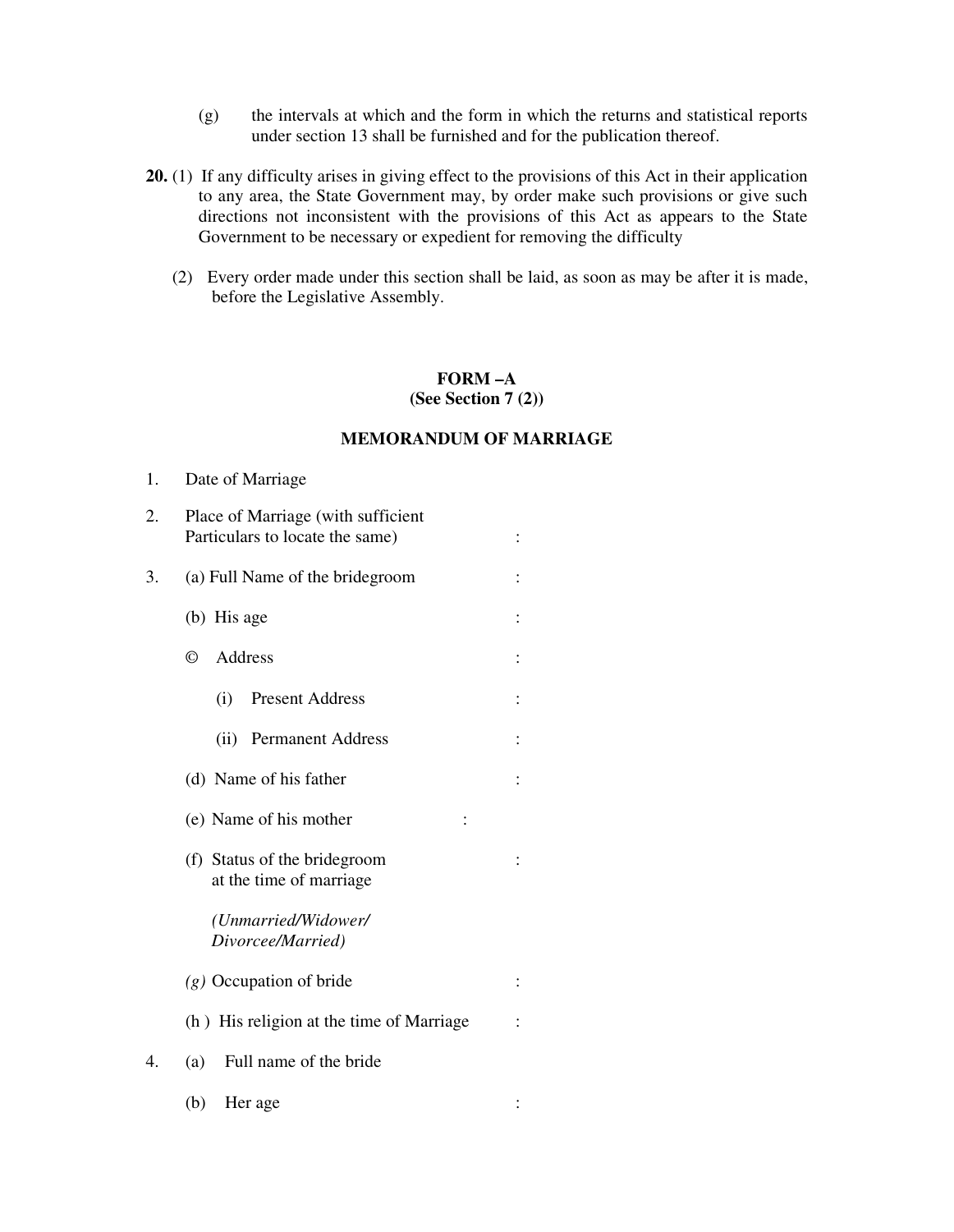(g) the intervals at which and the form in which the returns and statistical reports under section 13 shall be furnished and for the publication thereof.

**20.** (1) If any difficulty arises in giving effect to the provisions of this Act in their application to any area, the State Government may, by order make such provisions or give such directions not inconsistent with the provisions of this Act as appears to the State Government to be necessary or expedient for removing the difficulty

(2) Every order made under this section shall be laid, as soon as may be after it is made, before the Legislative Assembly.

## FORM –A
### (See Section 7 (2))

### MEMORANDUM OF MARRIAGE

1. Date of Marriage
2. Place of Marriage (with sufficient Particulars to locate the same) :
3. (a) Full Name of the bridegroom :

   (b) His age :

   © Address :

   (i) Present Address :

   (ii) Permanent Address :

   (d) Name of his father :

   (e) Name of his mother :

   (f) Status of the bridegroom at the time of marriage :

   *(Unmarried/Widower/ Divorcee/Married)*

   *(g)* Occupation of bride :

   (h ) His religion at the time of Marriage :
4. (a) Full name of the bride

   (b) Her age :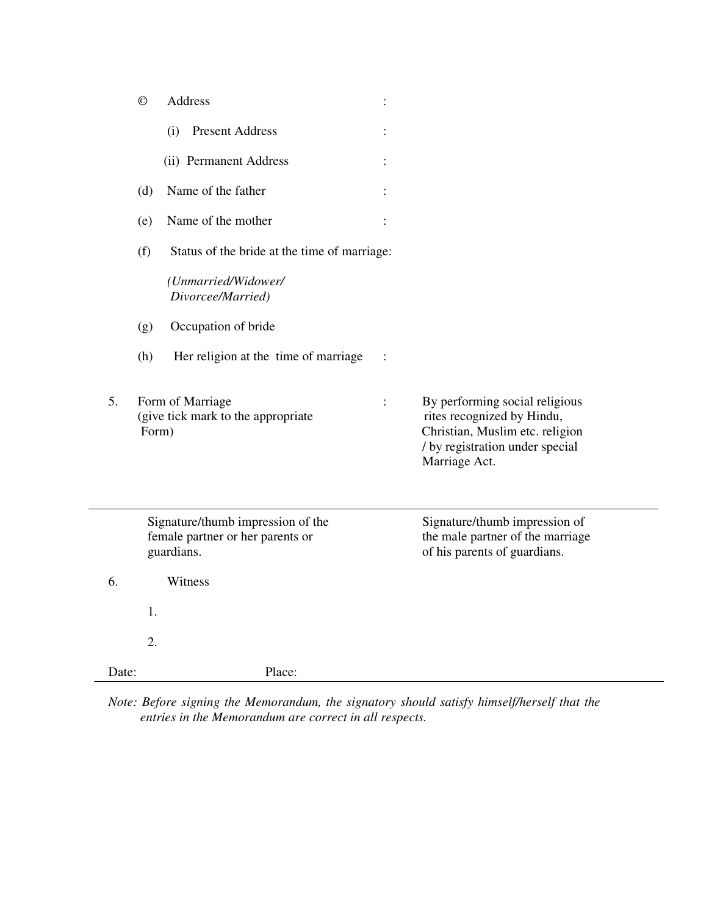© Address :

(i) Present Address :

(ii) Permanent Address :

(d) Name of the father :

(e) Name of the mother :

(f) Status of the bride at the time of marriage:

*(Unmarried/Widower/ Divorcee/Married)*

(g) Occupation of bride

(h) Her religion at the time of marriage :

5. Form of Marriage (give tick mark to the appropriate Form) : By performing social religious rites recognized by Hindu, Christian, Muslim etc. religion / by registration under special Marriage Act.

---

| | |
|---|---|
| Signature/thumb impression of the female partner or her parents or guardians. | Signature/thumb impression of the male partner of the marriage of his parents of guardians. |

6. Witness

1.

2.

Date: Place:

---

*Note: Before signing the Memorandum, the signatory should satisfy himself/herself that the entries in the Memorandum are correct in all respects.*